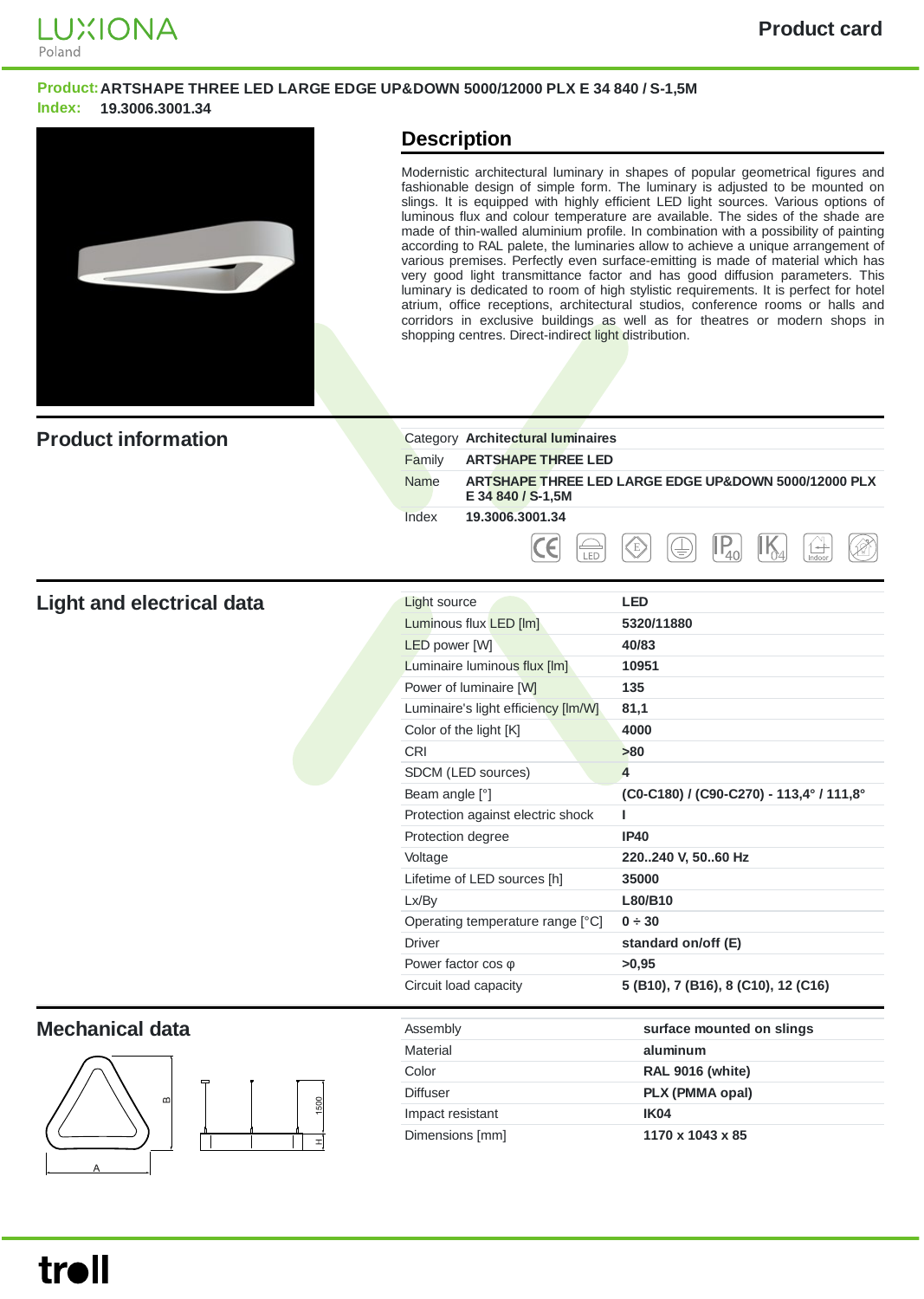LUXIONA Poland

# Product card

**Product:** ARTSHAPE THREE LED LARGE EDGE UP&DOWN 5000/12000 PLX E 34 840 / S-1,5M
**Index:** 19.3006.3001.34

## Description

Modernistic architectural luminary in shapes of popular geometrical figures and fashionable design of simple form. The luminary is adjusted to be mounted on slings. It is equipped with highly efficient LED light sources. Various options of luminous flux and colour temperature are available. The sides of the shade are made of thin-walled aluminium profile. In combination with a possibility of painting according to RAL palete, the luminaires allow to achieve a unique arrangement of various premises. Perfectly even surface-emitting is made of material which has very good light transmittance factor and has good diffusion parameters. This luminary is dedicated to room of high stylistic requirements. It is perfect for hotel atrium, office receptions, architectural studios, conference rooms or halls and corridors in exclusive buildings as well as for theatres or modern shops in shopping centres. Direct-indirect light distribution.

## Product information

| | |
|---|---|
| Category | **Architectural luminaires** |
| Family | **ARTSHAPE THREE LED** |
| Name | **ARTSHAPE THREE LED LARGE EDGE UP&DOWN 5000/12000 PLX E 34 840 / S-1,5M** |
| Index | **19.3006.3001.34** |

## Light and electrical data

| | |
|---|---|
| Light source | **LED** |
| Luminous flux LED [lm] | **5320/11880** |
| LED power [W] | **40/83** |
| Luminaire luminous flux [lm] | **10951** |
| Power of luminaire [W] | **135** |
| Luminaire's light efficiency [lm/W] | **81,1** |
| Color of the light [K] | **4000** |
| CRI | **>80** |
| SDCM (LED sources) | **4** |
| Beam angle [°] | **(C0-C180) / (C90-C270) - 113,4° / 111,8°** |
| Protection against electric shock | **I** |
| Protection degree | **IP40** |
| Voltage | **220..240 V, 50..60 Hz** |
| Lifetime of LED sources [h] | **35000** |
| Lx/By | **L80/B10** |
| Operating temperature range [°C] | **0 ÷ 30** |
| Driver | **standard on/off (E)** |
| Power factor cos φ | **>0,95** |
| Circuit load capacity | **5 (B10), 7 (B16), 8 (C10), 12 (C16)** |

## Mechanical data

| | |
|---|---|
| Assembly | **surface mounted on slings** |
| Material | **aluminum** |
| Color | **RAL 9016 (white)** |
| Diffuser | **PLX (PMMA opal)** |
| Impact resistant | **IK04** |
| Dimensions [mm] | **1170 x 1043 x 85** |

troll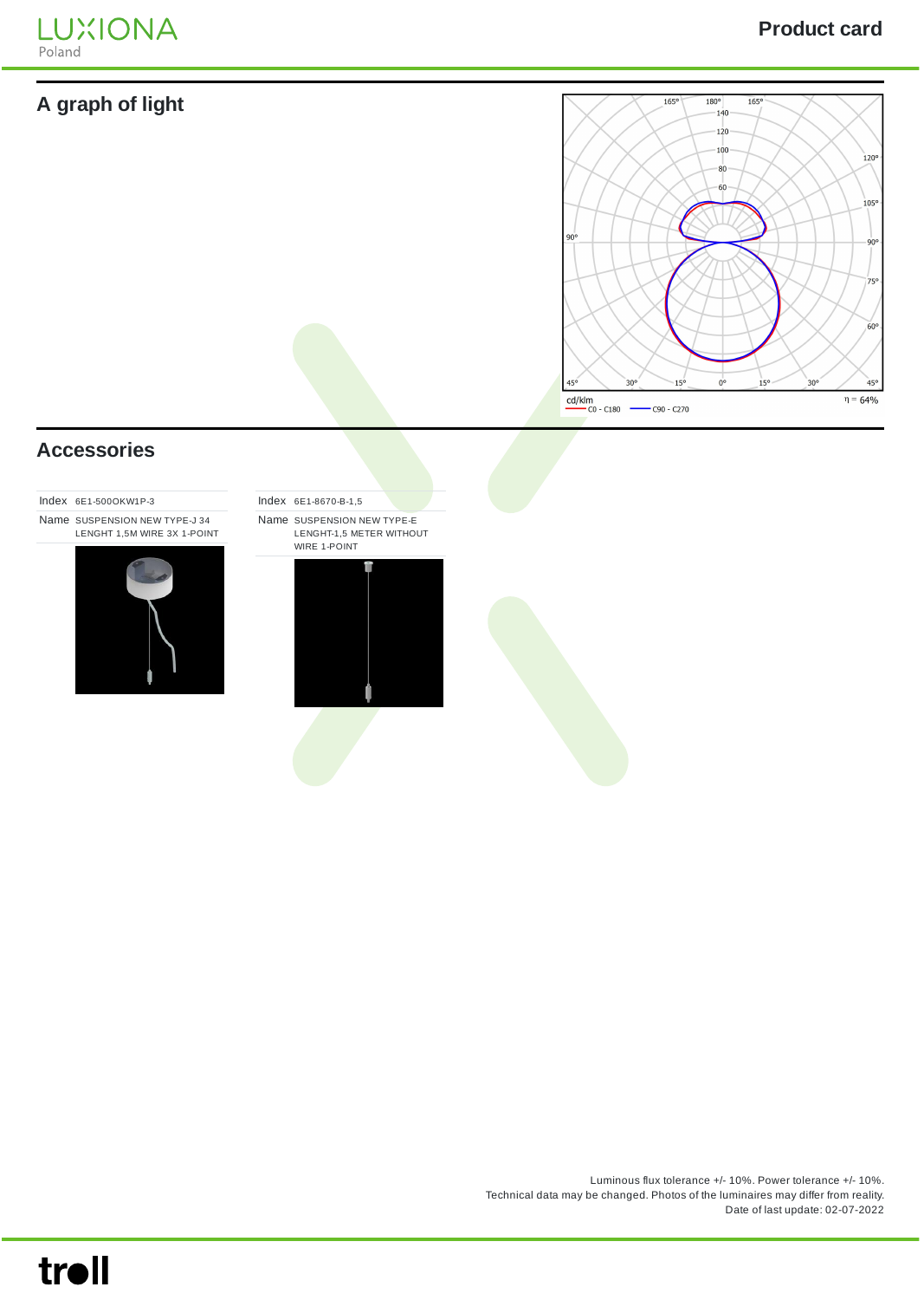## A graph of light

165° 180° 165°
140
120
100
80
60
120°
105°
90° 90°
75°
60°
45° 30° 15° 0° 15° 30° 45°
cd/klm
C0 - C180 C90 - C270
η = 64%

## Accessories

| | |
|---|---|
| Index | 6E1-5000KW1P-3 |
| Name | SUSPENSION NEW TYPE-J 34 LENGHT 1,5M WIRE 3X 1-POINT |

| | |
|---|---|
| Index | 6E1-8670-B-1,5 |
| Name | SUSPENSION NEW TYPE-E LENGHT-1,5 METER WITHOUT WIRE 1-POINT |

Luminous flux tolerance +/- 10%. Power tolerance +/- 10%.
Technical data may be changed. Photos of the luminaires may differ from reality.
Date of last update: 02-07-2022